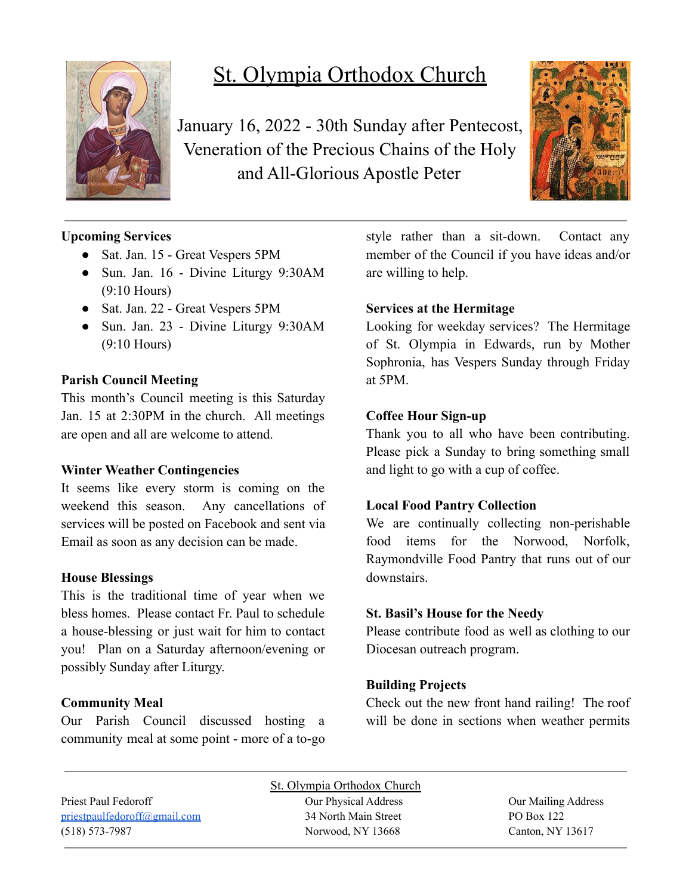# St. Olympia Orthodox Church

January 16, 2022 - 30th Sunday after Pentecost, Veneration of the Precious Chains of the Holy and All-Glorious Apostle Peter

**Upcoming Services**

- Sat. Jan. 15 - Great Vespers 5PM
- Sun. Jan. 16 - Divine Liturgy 9:30AM (9:10 Hours)
- Sat. Jan. 22 - Great Vespers 5PM
- Sun. Jan. 23 - Divine Liturgy 9:30AM (9:10 Hours)

**Parish Council Meeting**

This month's Council meeting is this Saturday Jan. 15 at 2:30PM in the church. All meetings are open and all are welcome to attend.

**Winter Weather Contingencies**

It seems like every storm is coming on the weekend this season. Any cancellations of services will be posted on Facebook and sent via Email as soon as any decision can be made.

**House Blessings**

This is the traditional time of year when we bless homes. Please contact Fr. Paul to schedule a house-blessing or just wait for him to contact you! Plan on a Saturday afternoon/evening or possibly Sunday after Liturgy.

**Community Meal**

Our Parish Council discussed hosting a community meal at some point - more of a to-go style rather than a sit-down. Contact any member of the Council if you have ideas and/or are willing to help.

**Services at the Hermitage**

Looking for weekday services? The Hermitage of St. Olympia in Edwards, run by Mother Sophronia, has Vespers Sunday through Friday at 5PM.

**Coffee Hour Sign-up**

Thank you to all who have been contributing. Please pick a Sunday to bring something small and light to go with a cup of coffee.

**Local Food Pantry Collection**

We are continually collecting non-perishable food items for the Norwood, Norfolk, Raymondville Food Pantry that runs out of our downstairs.

**St. Basil's House for the Needy**

Please contribute food as well as clothing to our Diocesan outreach program.

**Building Projects**

Check out the new front hand railing! The roof will be done in sections when weather permits

St. Olympia Orthodox Church

Priest Paul Fedoroff
priestpaulfedoroff@gmail.com
(518) 573-7987

Our Physical Address
34 North Main Street
Norwood, NY 13668

Our Mailing Address
PO Box 122
Canton, NY 13617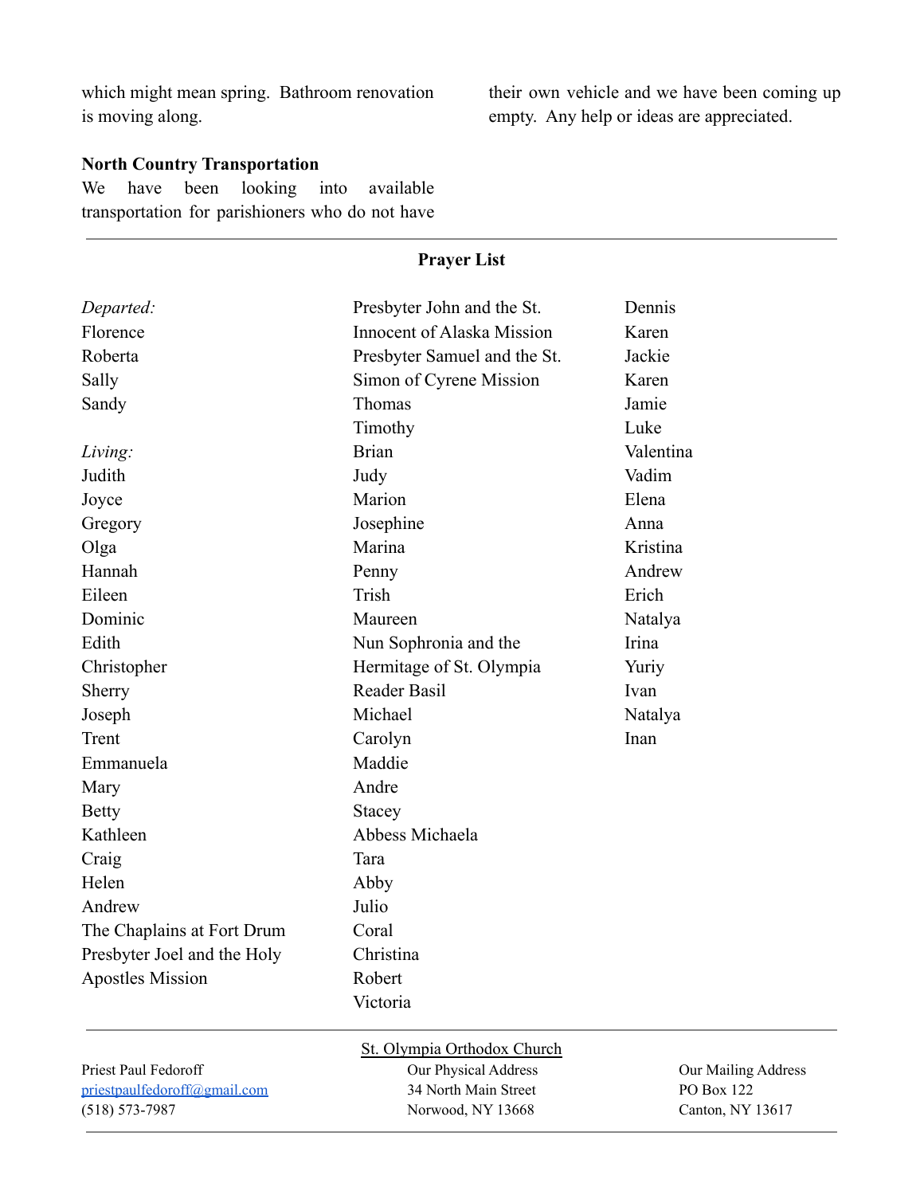which might mean spring. Bathroom renovation is moving along.

**North Country Transportation**

We have been looking into available transportation for parishioners who do not have their own vehicle and we have been coming up empty. Any help or ideas are appreciated.

---

**Prayer List**

*Departed:*
Florence
Roberta
Sally
Sandy

*Living:*
Judith
Joyce
Gregory
Olga
Hannah
Eileen
Dominic
Edith
Christopher
Sherry
Joseph
Trent
Emmanuela
Mary
Betty
Kathleen
Craig
Helen
Andrew
The Chaplains at Fort Drum
Presbyter Joel and the Holy Apostles Mission
Presbyter John and the St. Innocent of Alaska Mission
Presbyter Samuel and the St. Simon of Cyrene Mission
Thomas
Timothy
Brian
Judy
Marion
Josephine
Marina
Penny
Trish
Maureen
Nun Sophronia and the Hermitage of St. Olympia
Reader Basil
Michael
Carolyn
Maddie
Andre
Stacey
Abbess Michaela
Tara
Abby
Julio
Coral
Christina
Robert
Victoria
Dennis
Karen
Jackie
Karen
Jamie
Luke
Valentina
Vadim
Elena
Anna
Kristina
Andrew
Erich
Natalya
Irina
Yuriy
Ivan
Natalya
Inan

---

St. Olympia Orthodox Church

Priest Paul Fedoroff
priestpaulfedoroff@gmail.com
(518) 573-7987

Our Physical Address
34 North Main Street
Norwood, NY 13668

Our Mailing Address
PO Box 122
Canton, NY 13617